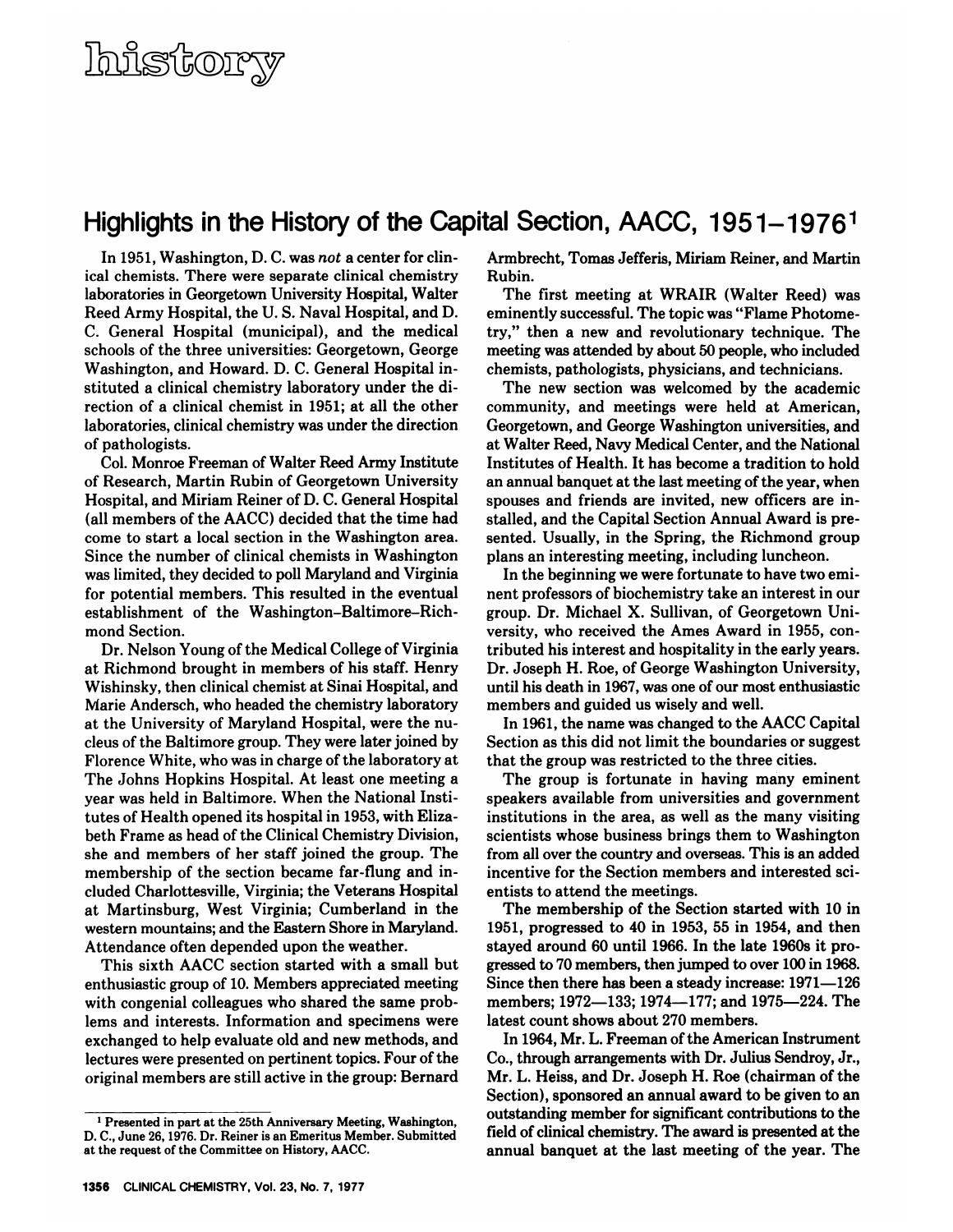# history

## Highlights in the History of the Capital Section, AACC, 1951–1976[1]

In 1951, Washington, D. C. was *not* a center for clinical chemists. There were separate clinical chemistry laboratories in Georgetown University Hospital, Walter Reed Army Hospital, the U. S. Naval Hospital, and D. C. General Hospital (municipal), and the medical schools of the three universities: Georgetown, George Washington, and Howard. D. C. General Hospital instituted a clinical chemistry laboratory under the direction of a clinical chemist in 1951; at all the other laboratories, clinical chemistry was under the direction of pathologists.

Col. Monroe Freeman of Walter Reed Army Institute of Research, Martin Rubin of Georgetown University Hospital, and Miriam Reiner of D. C. General Hospital (all members of the AACC) decided that the time had come to start a local section in the Washington area. Since the number of clinical chemists in Washington was limited, they decided to poll Maryland and Virginia for potential members. This resulted in the eventual establishment of the Washington–Baltimore–Richmond Section.

Dr. Nelson Young of the Medical College of Virginia at Richmond brought in members of his staff. Henry Wishinsky, then clinical chemist at Sinai Hospital, and Marie Andersch, who headed the chemistry laboratory at the University of Maryland Hospital, were the nucleus of the Baltimore group. They were later joined by Florence White, who was in charge of the laboratory at The Johns Hopkins Hospital. At least one meeting a year was held in Baltimore. When the National Institutes of Health opened its hospital in 1953, with Elizabeth Frame as head of the Clinical Chemistry Division, she and members of her staff joined the group. The membership of the section became far-flung and included Charlottesville, Virginia; the Veterans Hospital at Martinsburg, West Virginia; Cumberland in the western mountains; and the Eastern Shore in Maryland. Attendance often depended upon the weather.

This sixth AACC section started with a small but enthusiastic group of 10. Members appreciated meeting with congenial colleagues who shared the same problems and interests. Information and specimens were exchanged to help evaluate old and new methods, and lectures were presented on pertinent topics. Four of the original members are still active in the group: Bernard Armbrecht, Tomas Jefferis, Miriam Reiner, and Martin Rubin.

The first meeting at WRAIR (Walter Reed) was eminently successful. The topic was "Flame Photometry," then a new and revolutionary technique. The meeting was attended by about 50 people, who included chemists, pathologists, physicians, and technicians.

The new section was welcomed by the academic community, and meetings were held at American, Georgetown, and George Washington universities, and at Walter Reed, Navy Medical Center, and the National Institutes of Health. It has become a tradition to hold an annual banquet at the last meeting of the year, when spouses and friends are invited, new officers are installed, and the Capital Section Annual Award is presented. Usually, in the Spring, the Richmond group plans an interesting meeting, including luncheon.

In the beginning we were fortunate to have two eminent professors of biochemistry take an interest in our group. Dr. Michael X. Sullivan, of Georgetown University, who received the Ames Award in 1955, contributed his interest and hospitality in the early years. Dr. Joseph H. Roe, of George Washington University, until his death in 1967, was one of our most enthusiastic members and guided us wisely and well.

In 1961, the name was changed to the AACC Capital Section as this did not limit the boundaries or suggest that the group was restricted to the three cities.

The group is fortunate in having many eminent speakers available from universities and government institutions in the area, as well as the many visiting scientists whose business brings them to Washington from all over the country and overseas. This is an added incentive for the Section members and interested scientists to attend the meetings.

The membership of the Section started with 10 in 1951, progressed to 40 in 1953, 55 in 1954, and then stayed around 60 until 1966. In the late 1960s it progressed to 70 members, then jumped to over 100 in 1968. Since then there has been a steady increase: 1971—126 members; 1972—133; 1974—177; and 1975—224. The latest count shows about 270 members.

In 1964, Mr. L. Freeman of the American Instrument Co., through arrangements with Dr. Julius Sendroy, Jr., Mr. L. Heiss, and Dr. Joseph H. Roe (chairman of the Section), sponsored an annual award to be given to an outstanding member for significant contributions to the field of clinical chemistry. The award is presented at the annual banquet at the last meeting of the year. The

[1] Presented in part at the 25th Anniversary Meeting, Washington, D. C., June 26, 1976. Dr. Reiner is an Emeritus Member. Submitted at the request of the Committee on History, AACC.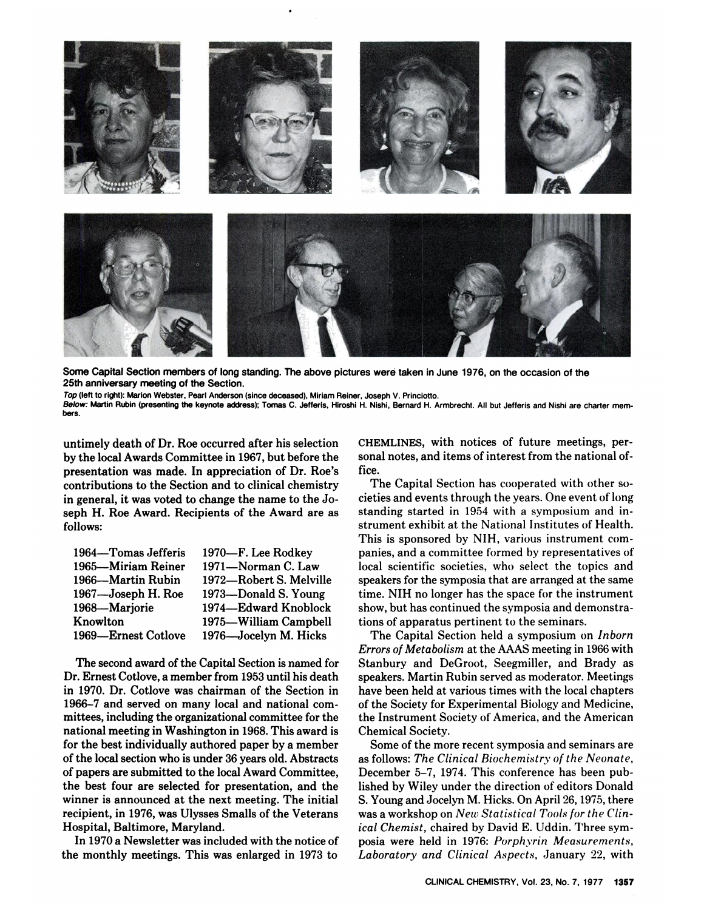Some Capital Section members of long standing. The above pictures were taken in June 1976, on the occasion of the 25th anniversary meeting of the Section.

*Top* (left to right): Marion Webster, Pearl Anderson (since deceased), Miriam Reiner, Joseph V. Princiotto.

*Below:* Martin Rubin (presenting the keynote address); Tomas C. Jefferis, Hiroshi H. Nishi, Bernard H. Armbrecht. All but Jefferis and Nishi are charter members.

untimely death of Dr. Roe occurred after his selection by the local Awards Committee in 1967, but before the presentation was made. In appreciation of Dr. Roe's contributions to the Section and to clinical chemistry in general, it was voted to change the name to the Joseph H. Roe Award. Recipients of the Award are as follows:

| | |
|---|---|
| 1964—Tomas Jefferis | 1970—F. Lee Rodkey |
| 1965—Miriam Reiner | 1971—Norman C. Law |
| 1966—Martin Rubin | 1972—Robert S. Melville |
| 1967—Joseph H. Roe | 1973—Donald S. Young |
| 1968—Marjorie Knowlton | 1974—Edward Knoblock |
| 1969—Ernest Cotlove | 1975—William Campbell |
| | 1976—Jocelyn M. Hicks |

The second award of the Capital Section is named for Dr. Ernest Cotlove, a member from 1953 until his death in 1970. Dr. Cotlove was chairman of the Section in 1966–7 and served on many local and national committees, including the organizational committee for the national meeting in Washington in 1968. This award is for the best individually authored paper by a member of the local section who is under 36 years old. Abstracts of papers are submitted to the local Award Committee, the best four are selected for presentation, and the winner is announced at the next meeting. The initial recipient, in 1976, was Ulysses Smalls of the Veterans Hospital, Baltimore, Maryland.

In 1970 a Newsletter was included with the notice of the monthly meetings. This was enlarged in 1973 to CHEMLINES, with notices of future meetings, personal notes, and items of interest from the national office.

The Capital Section has cooperated with other societies and events through the years. One event of long standing started in 1954 with a symposium and instrument exhibit at the National Institutes of Health. This is sponsored by NIH, various instrument companies, and a committee formed by representatives of local scientific societies, who select the topics and speakers for the symposia that are arranged at the same time. NIH no longer has the space for the instrument show, but has continued the symposia and demonstrations of apparatus pertinent to the seminars.

The Capital Section held a symposium on *Inborn Errors of Metabolism* at the AAAS meeting in 1966 with Stanbury and DeGroot, Seegmiller, and Brady as speakers. Martin Rubin served as moderator. Meetings have been held at various times with the local chapters of the Society for Experimental Biology and Medicine, the Instrument Society of America, and the American Chemical Society.

Some of the more recent symposia and seminars are as follows: *The Clinical Biochemistry of the Neonate*, December 5–7, 1974. This conference has been published by Wiley under the direction of editors Donald S. Young and Jocelyn M. Hicks. On April 26, 1975, there was a workshop on *New Statistical Tools for the Clinical Chemist*, chaired by David E. Uddin. Three symposia were held in 1976: *Porphyrin Measurements, Laboratory and Clinical Aspects*, January 22, with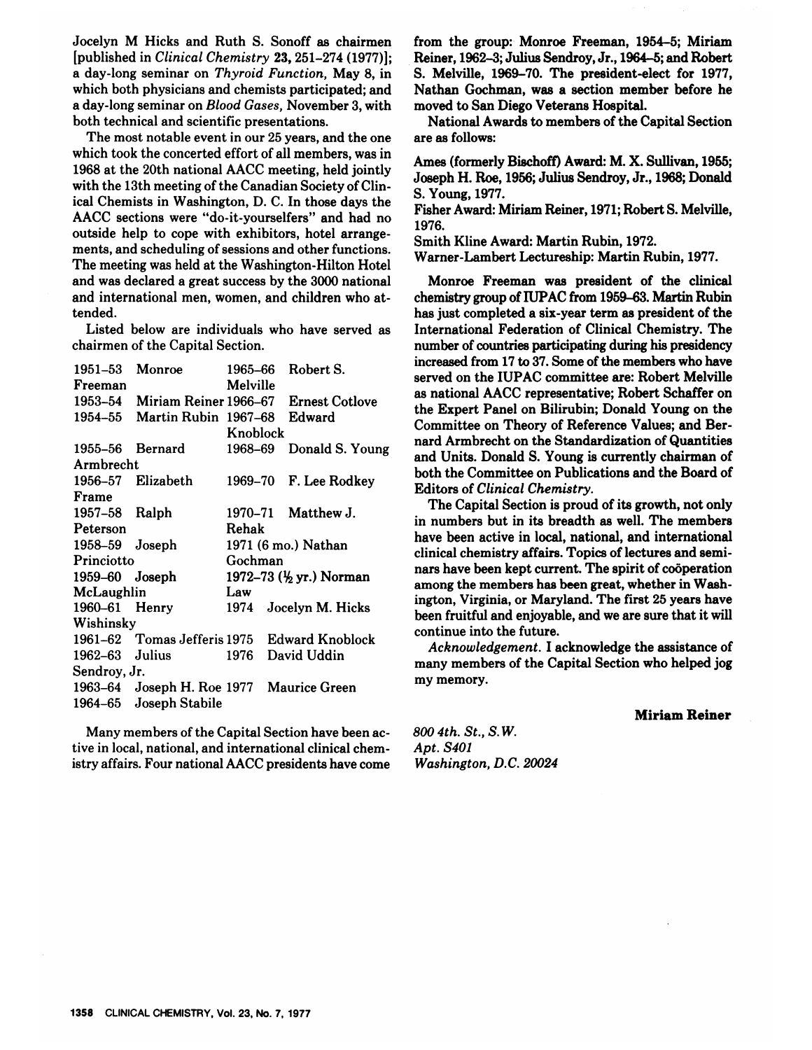Jocelyn M Hicks and Ruth S. Sonoff as chairmen [published in *Clinical Chemistry* **23**, 251–274 (1977)]; a day-long seminar on *Thyroid Function*, May 8, in which both physicians and chemists participated; and a day-long seminar on *Blood Gases*, November 3, with both technical and scientific presentations.

The most notable event in our 25 years, and the one which took the concerted effort of all members, was in 1968 at the 20th national AACC meeting, held jointly with the 13th meeting of the Canadian Society of Clinical Chemists in Washington, D. C. In those days the AACC sections were "do-it-yourselfers" and had no outside help to cope with exhibitors, hotel arrangements, and scheduling of sessions and other functions. The meeting was held at the Washington-Hilton Hotel and was declared a great success by the 3000 national and international men, women, and children who attended.

Listed below are individuals who have served as chairmen of the Capital Section.

| | | | |
|---|---|---|---|
| 1951–53 | Monroe Freeman | 1965–66 | Robert S. Melville |
| 1953–54 | Miriam Reiner | 1966–67 | Ernest Cotlove |
| 1954–55 | Martin Rubin | 1967–68 | Edward Knoblock |
| 1955–56 | Bernard Armbrecht | 1968–69 | Donald S. Young |
| 1956–57 | Elizabeth Frame | 1969–70 | F. Lee Rodkey |
| 1957–58 | Ralph Peterson | 1970–71 | Matthew J. Rehak |
| 1958–59 | Joseph Princiotto | 1971 (6 mo.) | Nathan Gochman |
| 1959–60 | Joseph McLaughlin | 1972–73 (1½ yr.) | Norman Law |
| 1960–61 | Henry Wishinsky | 1974 | Jocelyn M. Hicks |
| 1961–62 | Tomas Jefferis | 1975 | Edward Knoblock |
| 1962–63 | Julius Sendroy, Jr. | 1976 | David Uddin |
| 1963–64 | Joseph H. Roe | 1977 | Maurice Green |
| 1964–65 | Joseph Stabile | | |

Many members of the Capital Section have been active in local, national, and international clinical chemistry affairs. Four national AACC presidents have come from the group: Monroe Freeman, 1954–5; Miriam Reiner, 1962–3; Julius Sendroy, Jr., 1964–5; and Robert S. Melville, 1969–70. The president-elect for 1977, Nathan Gochman, was a section member before he moved to San Diego Veterans Hospital.

National Awards to members of the Capital Section are as follows:

Ames (formerly Bischoff) Award: M. X. Sullivan, 1955; Joseph H. Roe, 1956; Julius Sendroy, Jr., 1968; Donald S. Young, 1977.
Fisher Award: Miriam Reiner, 1971; Robert S. Melville, 1976.
Smith Kline Award: Martin Rubin, 1972.
Warner-Lambert Lectureship: Martin Rubin, 1977.

Monroe Freeman was president of the clinical chemistry group of IUPAC from 1959–63. Martin Rubin has just completed a six-year term as president of the International Federation of Clinical Chemistry. The number of countries participating during his presidency increased from 17 to 37. Some of the members who have served on the IUPAC committee are: Robert Melville as national AACC representative; Robert Schaffer on the Expert Panel on Bilirubin; Donald Young on the Committee on Theory of Reference Values; and Bernard Armbrecht on the Standardization of Quantities and Units. Donald S. Young is currently chairman of both the Committee on Publications and the Board of Editors of *Clinical Chemistry*.

The Capital Section is proud of its growth, not only in numbers but in its breadth as well. The members have been active in local, national, and international clinical chemistry affairs. Topics of lectures and seminars have been kept current. The spirit of coöperation among the members has been great, whether in Washington, Virginia, or Maryland. The first 25 years have been fruitful and enjoyable, and we are sure that it will continue into the future.

*Acknowledgement.* I acknowledge the assistance of many members of the Capital Section who helped jog my memory.

**Miriam Reiner**

*800 4th. St., S.W.*
*Apt. S401*
*Washington, D.C. 20024*